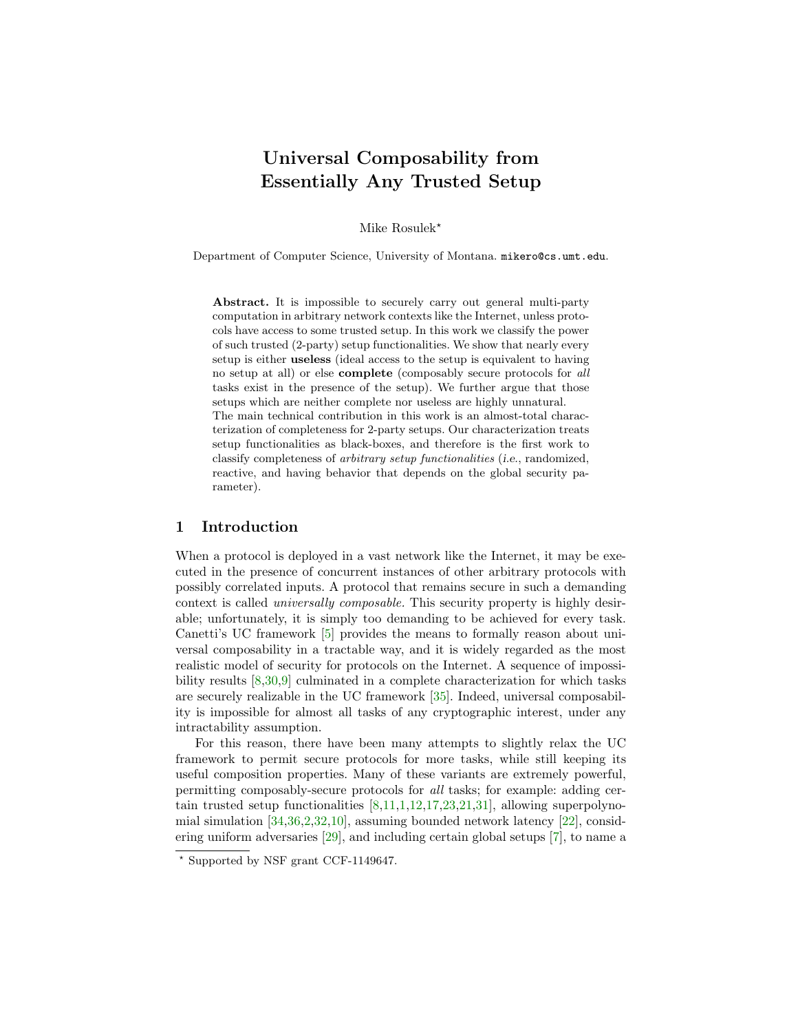# Universal Composability from Essentially Any Trusted Setup

Mike Rosulek*

Department of Computer Science, University of Montana. mikero@cs.umt.edu.

**Abstract.** It is impossible to securely carry out general multi-party computation in arbitrary network contexts like the Internet, unless protocols have access to some trusted setup. In this work we classify the power of such trusted (2-party) setup functionalities. We show that nearly every setup is either **useless** (ideal access to the setup is equivalent to having no setup at all) or else **complete** (composably secure protocols for *all* tasks exist in the presence of the setup). We further argue that those setups which are neither complete nor useless are highly unnatural.

The main technical contribution in this work is an almost-total characterization of completeness for 2-party setups. Our characterization treats setup functionalities as black-boxes, and therefore is the first work to classify completeness of *arbitrary setup functionalities* (*i.e.*, randomized, reactive, and having behavior that depends on the global security parameter).

## 1 Introduction

When a protocol is deployed in a vast network like the Internet, it may be executed in the presence of concurrent instances of other arbitrary protocols with possibly correlated inputs. A protocol that remains secure in such a demanding context is called *universally composable.* This security property is highly desirable; unfortunately, it is simply too demanding to be achieved for every task. Canetti's UC framework [5] provides the means to formally reason about universal composability in a tractable way, and it is widely regarded as the most realistic model of security for protocols on the Internet. A sequence of impossibility results [8,30,9] culminated in a complete characterization for which tasks are securely realizable in the UC framework [35]. Indeed, universal composability is impossible for almost all tasks of any cryptographic interest, under any intractability assumption.

For this reason, there have been many attempts to slightly relax the UC framework to permit secure protocols for more tasks, while still keeping its useful composition properties. Many of these variants are extremely powerful, permitting composably-secure protocols for *all* tasks; for example: adding certain trusted setup functionalities [8,11,1,12,17,23,21,31], allowing superpolynomial simulation [34,36,2,32,10], assuming bounded network latency [22], considering uniform adversaries [29], and including certain global setups [7], to name a

* Supported by NSF grant CCF-1149647.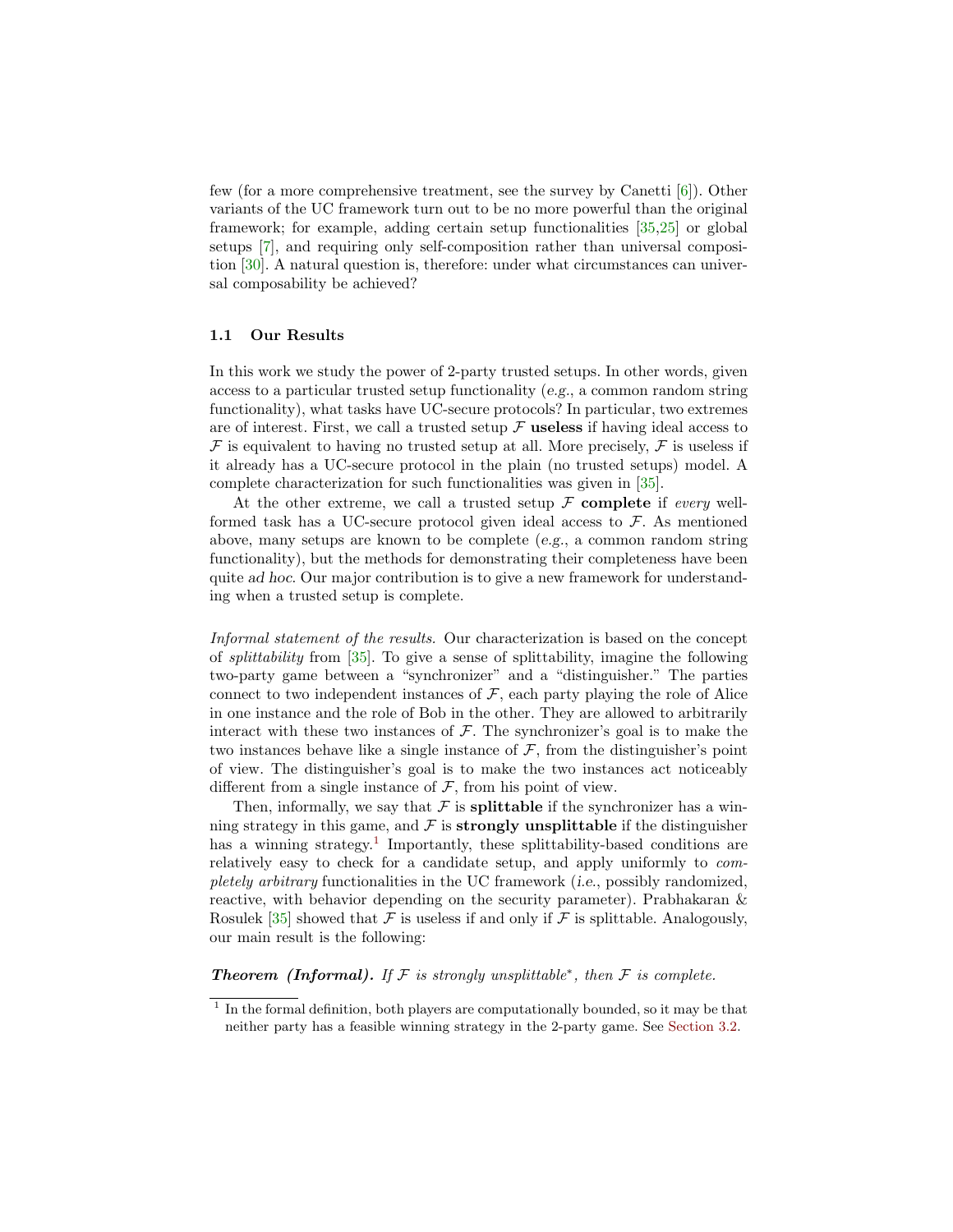few (for a more comprehensive treatment, see the survey by Canetti [6]). Other variants of the UC framework turn out to be no more powerful than the original framework; for example, adding certain setup functionalities [35,25] or global setups [7], and requiring only self-composition rather than universal composition [30]. A natural question is, therefore: under what circumstances can universal composability be achieved?

### 1.1 Our Results

In this work we study the power of 2-party trusted setups. In other words, given access to a particular trusted setup functionality (*e.g.*, a common random string functionality), what tasks have UC-secure protocols? In particular, two extremes are of interest. First, we call a trusted setup $\mathcal{F}$ **useless** if having ideal access to $\mathcal{F}$ is equivalent to having no trusted setup at all. More precisely, $\mathcal{F}$ is useless if it already has a UC-secure protocol in the plain (no trusted setups) model. A complete characterization for such functionalities was given in [35].

At the other extreme, we call a trusted setup $\mathcal{F}$ **complete** if *every* well-formed task has a UC-secure protocol given ideal access to $\mathcal{F}$. As mentioned above, many setups are known to be complete (*e.g.*, a common random string functionality), but the methods for demonstrating their completeness have been quite *ad hoc*. Our major contribution is to give a new framework for understanding when a trusted setup is complete.

*Informal statement of the results.* Our characterization is based on the concept of *splittability* from [35]. To give a sense of splittability, imagine the following two-party game between a "synchronizer" and a "distinguisher." The parties connect to two independent instances of $\mathcal{F}$, each party playing the role of Alice in one instance and the role of Bob in the other. They are allowed to arbitrarily interact with these two instances of $\mathcal{F}$. The synchronizer's goal is to make the two instances behave like a single instance of $\mathcal{F}$, from the distinguisher's point of view. The distinguisher's goal is to make the two instances act noticeably different from a single instance of $\mathcal{F}$, from his point of view.

Then, informally, we say that $\mathcal{F}$ is **splittable** if the synchronizer has a winning strategy in this game, and $\mathcal{F}$ is **strongly unsplittable** if the distinguisher has a winning strategy.[1] Importantly, these splittability-based conditions are relatively easy to check for a candidate setup, and apply uniformly to *completely arbitrary* functionalities in the UC framework (*i.e.*, possibly randomized, reactive, with behavior depending on the security parameter). Prabhakaran & Rosulek [35] showed that $\mathcal{F}$ is useless if and only if $\mathcal{F}$ is splittable. Analogously, our main result is the following:

***Theorem (Informal).*** *If $\mathcal{F}$ is strongly unsplittable$^*$, then $\mathcal{F}$ is complete.*

[1] In the formal definition, both players are computationally bounded, so it may be that neither party has a feasible winning strategy in the 2-party game. See Section 3.2.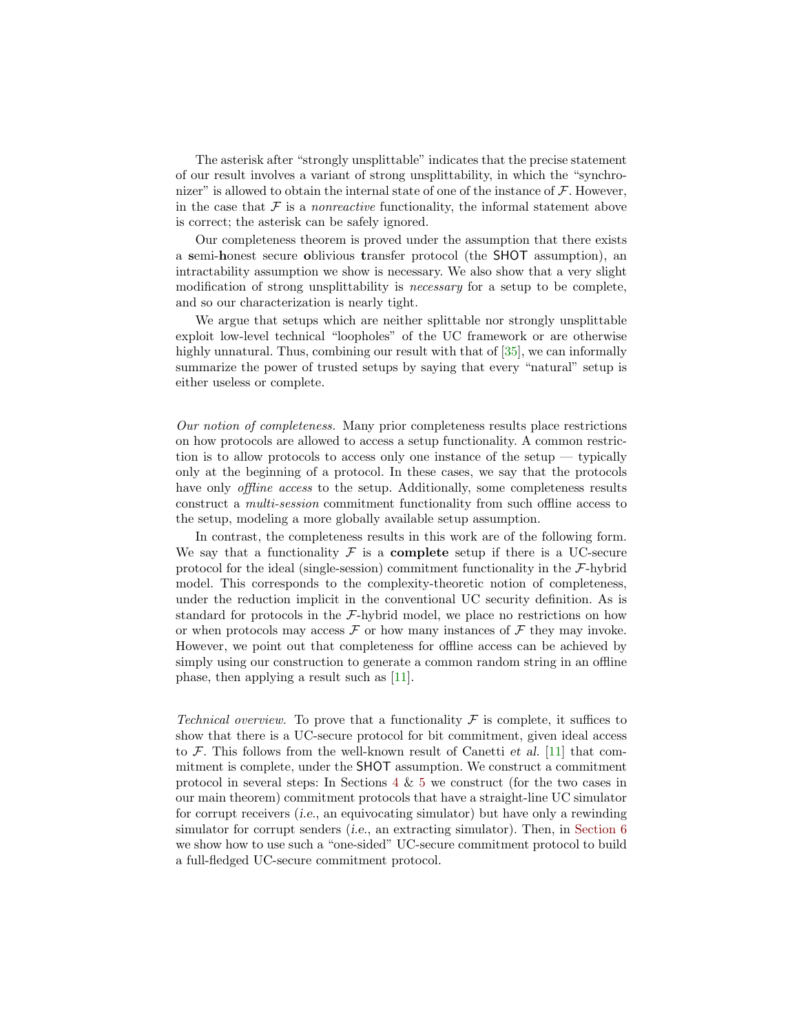The asterisk after "strongly unsplittable" indicates that the precise statement of our result involves a variant of strong unsplittability, in which the "synchronizer" is allowed to obtain the internal state of one of the instance of $\mathcal{F}$. However, in the case that $\mathcal{F}$ is a *nonreactive* functionality, the informal statement above is correct; the asterisk can be safely ignored.

Our completeness theorem is proved under the assumption that there exists a **s**emi-**h**onest secure **o**blivious **t**ransfer protocol (the SHOT assumption), an intractability assumption we show is necessary. We also show that a very slight modification of strong unsplittability is *necessary* for a setup to be complete, and so our characterization is nearly tight.

We argue that setups which are neither splittable nor strongly unsplittable exploit low-level technical "loopholes" of the UC framework or are otherwise highly unnatural. Thus, combining our result with that of [35], we can informally summarize the power of trusted setups by saying that every "natural" setup is either useless or complete.

*Our notion of completeness.* Many prior completeness results place restrictions on how protocols are allowed to access a setup functionality. A common restriction is to allow protocols to access only one instance of the setup — typically only at the beginning of a protocol. In these cases, we say that the protocols have only *offline access* to the setup. Additionally, some completeness results construct a *multi-session* commitment functionality from such offline access to the setup, modeling a more globally available setup assumption.

In contrast, the completeness results in this work are of the following form. We say that a functionality $\mathcal{F}$ is a **complete** setup if there is a UC-secure protocol for the ideal (single-session) commitment functionality in the $\mathcal{F}$-hybrid model. This corresponds to the complexity-theoretic notion of completeness, under the reduction implicit in the conventional UC security definition. As is standard for protocols in the $\mathcal{F}$-hybrid model, we place no restrictions on how or when protocols may access $\mathcal{F}$ or how many instances of $\mathcal{F}$ they may invoke. However, we point out that completeness for offline access can be achieved by simply using our construction to generate a common random string in an offline phase, then applying a result such as [11].

*Technical overview.* To prove that a functionality $\mathcal{F}$ is complete, it suffices to show that there is a UC-secure protocol for bit commitment, given ideal access to $\mathcal{F}$. This follows from the well-known result of Canetti *et al.* [11] that commitment is complete, under the SHOT assumption. We construct a commitment protocol in several steps: In Sections 4 & 5 we construct (for the two cases in our main theorem) commitment protocols that have a straight-line UC simulator for corrupt receivers (*i.e.*, an equivocating simulator) but have only a rewinding simulator for corrupt senders (*i.e.*, an extracting simulator). Then, in Section 6 we show how to use such a "one-sided" UC-secure commitment protocol to build a full-fledged UC-secure commitment protocol.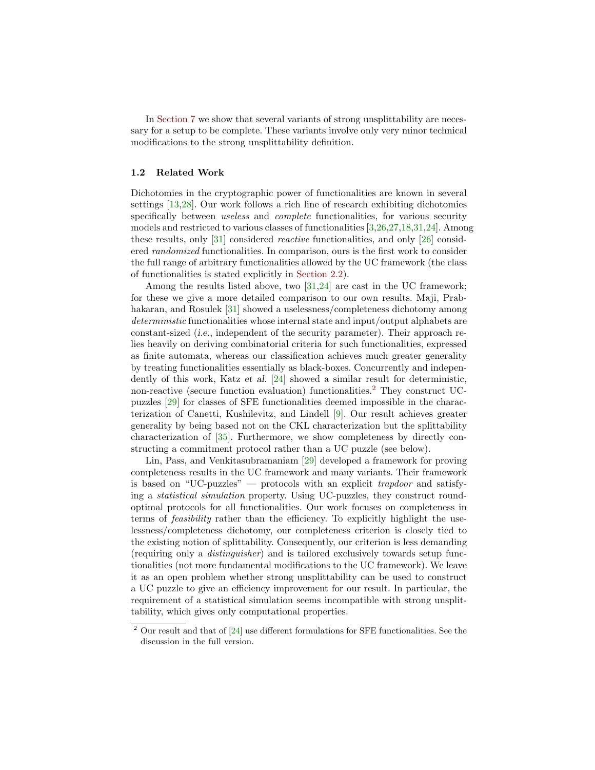In Section 7 we show that several variants of strong unsplittability are necessary for a setup to be complete. These variants involve only very minor technical modifications to the strong unsplittability definition.

### 1.2 Related Work

Dichotomies in the cryptographic power of functionalities are known in several settings [13,28]. Our work follows a rich line of research exhibiting dichotomies specifically between *useless* and *complete* functionalities, for various security models and restricted to various classes of functionalities [3,26,27,18,31,24]. Among these results, only [31] considered *reactive* functionalities, and only [26] considered *randomized* functionalities. In comparison, ours is the first work to consider the full range of arbitrary functionalities allowed by the UC framework (the class of functionalities is stated explicitly in Section 2.2).

Among the results listed above, two [31,24] are cast in the UC framework; for these we give a more detailed comparison to our own results. Maji, Prabhakaran, and Rosulek [31] showed a uselessness/completeness dichotomy among *deterministic* functionalities whose internal state and input/output alphabets are constant-sized (*i.e.*, independent of the security parameter). Their approach relies heavily on deriving combinatorial criteria for such functionalities, expressed as finite automata, whereas our classification achieves much greater generality by treating functionalities essentially as black-boxes. Concurrently and independently of this work, Katz *et al.* [24] showed a similar result for deterministic, non-reactive (secure function evaluation) functionalities.[2] They construct UC-puzzles [29] for classes of SFE functionalities deemed impossible in the characterization of Canetti, Kushilevitz, and Lindell [9]. Our result achieves greater generality by being based not on the CKL characterization but the splittability characterization of [35]. Furthermore, we show completeness by directly constructing a commitment protocol rather than a UC puzzle (see below).

Lin, Pass, and Venkitasubramaniam [29] developed a framework for proving completeness results in the UC framework and many variants. Their framework is based on "UC-puzzles" — protocols with an explicit *trapdoor* and satisfying a *statistical simulation* property. Using UC-puzzles, they construct round-optimal protocols for all functionalities. Our work focuses on completeness in terms of *feasibility* rather than the efficiency. To explicitly highlight the uselessness/completeness dichotomy, our completeness criterion is closely tied to the existing notion of splittability. Consequently, our criterion is less demanding (requiring only a *distinguisher*) and is tailored exclusively towards setup functionalities (not more fundamental modifications to the UC framework). We leave it as an open problem whether strong unsplittability can be used to construct a UC puzzle to give an efficiency improvement for our result. In particular, the requirement of a statistical simulation seems incompatible with strong unsplittability, which gives only computational properties.

[2] Our result and that of [24] use different formulations for SFE functionalities. See the discussion in the full version.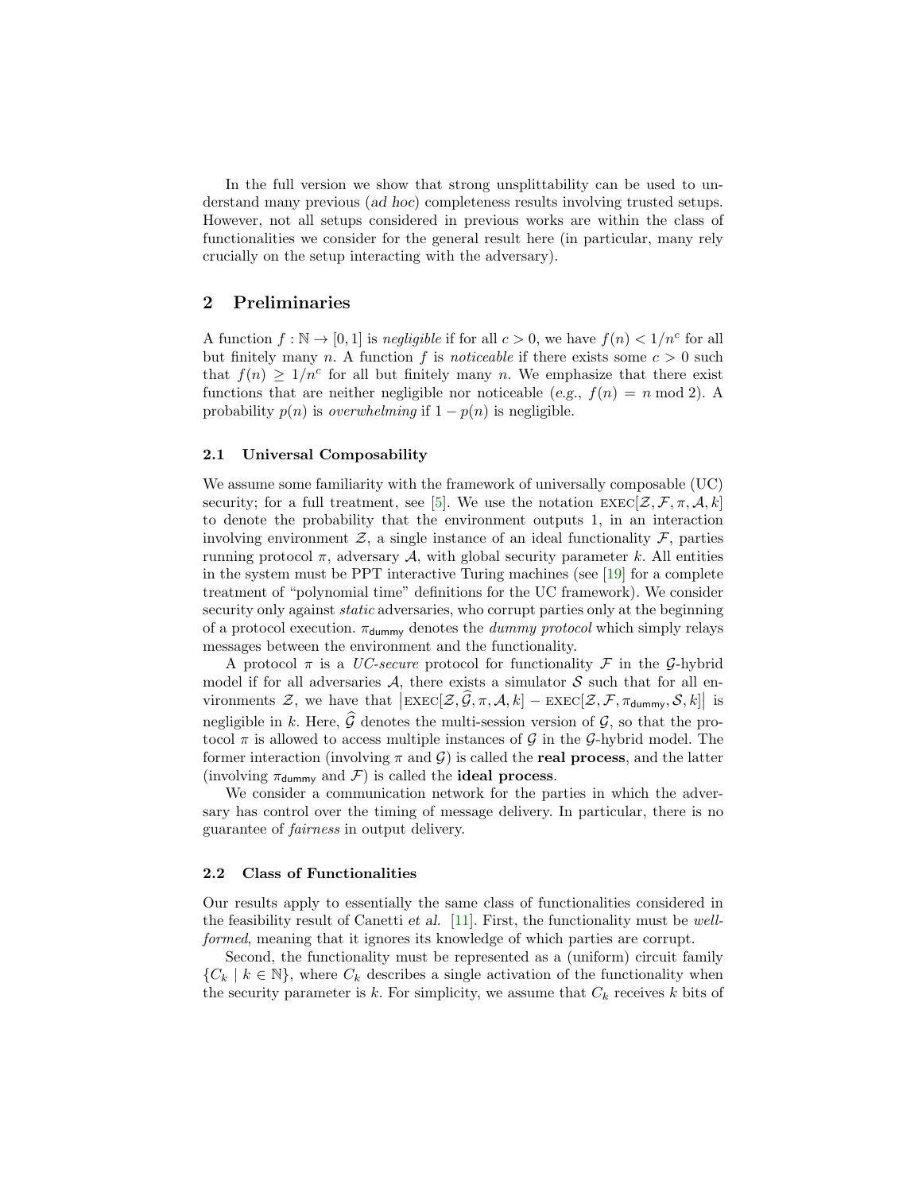In the full version we show that strong unsplittability can be used to understand many previous (*ad hoc*) completeness results involving trusted setups. However, not all setups considered in previous works are within the class of functionalities we consider for the general result here (in particular, many rely crucially on the setup interacting with the adversary).

## 2 Preliminaries

A function $f : \mathbb{N} \to [0,1]$ is *negligible* if for all $c > 0$, we have $f(n) < 1/n^c$ for all but finitely many $n$. A function $f$ is *noticeable* if there exists some $c > 0$ such that $f(n) \geq 1/n^c$ for all but finitely many $n$. We emphasize that there exist functions that are neither negligible nor noticeable (*e.g.*, $f(n) = n \bmod 2$). A probability $p(n)$ is *overwhelming* if $1 - p(n)$ is negligible.

### 2.1 Universal Composability

We assume some familiarity with the framework of universally composable (UC) security; for a full treatment, see [5]. We use the notation $\text{EXEC}[\mathcal{Z}, \mathcal{F}, \pi, \mathcal{A}, k]$ to denote the probability that the environment outputs 1, in an interaction involving environment $\mathcal{Z}$, a single instance of an ideal functionality $\mathcal{F}$, parties running protocol $\pi$, adversary $\mathcal{A}$, with global security parameter $k$. All entities in the system must be PPT interactive Turing machines (see [19] for a complete treatment of "polynomial time" definitions for the UC framework). We consider security only against *static* adversaries, who corrupt parties only at the beginning of a protocol execution. $\pi_{\mathsf{dummy}}$ denotes the *dummy protocol* which simply relays messages between the environment and the functionality.

A protocol $\pi$ is a *UC-secure* protocol for functionality $\mathcal{F}$ in the $\mathcal{G}$-hybrid model if for all adversaries $\mathcal{A}$, there exists a simulator $\mathcal{S}$ such that for all environments $\mathcal{Z}$, we have that $\left|\text{EXEC}[\mathcal{Z}, \widehat{\mathcal{G}}, \pi, \mathcal{A}, k] - \text{EXEC}[\mathcal{Z}, \mathcal{F}, \pi_{\mathsf{dummy}}, \mathcal{S}, k]\right|$ is negligible in $k$. Here, $\widehat{\mathcal{G}}$ denotes the multi-session version of $\mathcal{G}$, so that the protocol $\pi$ is allowed to access multiple instances of $\mathcal{G}$ in the $\mathcal{G}$-hybrid model. The former interaction (involving $\pi$ and $\mathcal{G}$) is called the **real process**, and the latter (involving $\pi_{\mathsf{dummy}}$ and $\mathcal{F}$) is called the **ideal process**.

We consider a communication network for the parties in which the adversary has control over the timing of message delivery. In particular, there is no guarantee of *fairness* in output delivery.

### 2.2 Class of Functionalities

Our results apply to essentially the same class of functionalities considered in the feasibility result of Canetti *et al.* [11]. First, the functionality must be *well-formed*, meaning that it ignores its knowledge of which parties are corrupt.

Second, the functionality must be represented as a (uniform) circuit family $\{C_k \mid k \in \mathbb{N}\}$, where $C_k$ describes a single activation of the functionality when the security parameter is $k$. For simplicity, we assume that $C_k$ receives $k$ bits of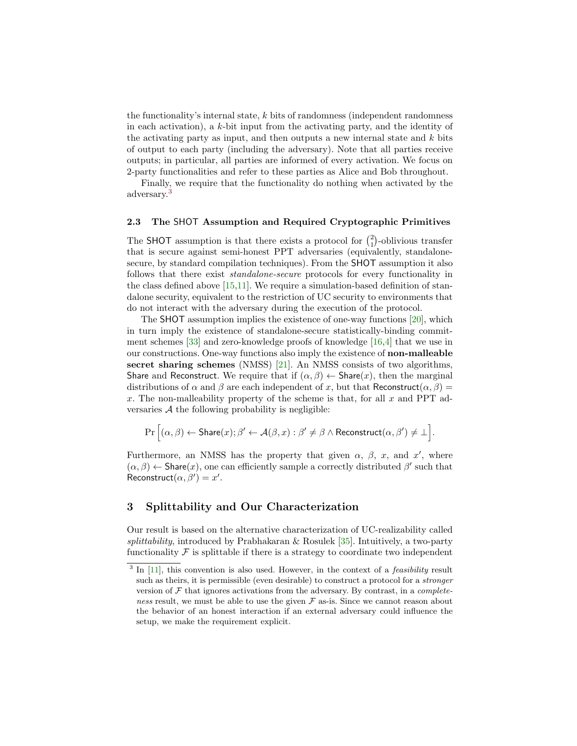the functionality's internal state, $k$ bits of randomness (independent randomness in each activation), a $k$-bit input from the activating party, and the identity of the activating party as input, and then outputs a new internal state and $k$ bits of output to each party (including the adversary). Note that all parties receive outputs; in particular, all parties are informed of every activation. We focus on 2-party functionalities and refer to these parties as Alice and Bob throughout.

Finally, we require that the functionality do nothing when activated by the adversary.[3]

### 2.3 The SHOT Assumption and Required Cryptographic Primitives

The SHOT assumption is that there exists a protocol for $\binom{2}{1}$-oblivious transfer that is secure against semi-honest PPT adversaries (equivalently, standalone-secure, by standard compilation techniques). From the SHOT assumption it also follows that there exist *standalone-secure* protocols for every functionality in the class defined above [15,11]. We require a simulation-based definition of standalone security, equivalent to the restriction of UC security to environments that do not interact with the adversary during the execution of the protocol.

The SHOT assumption implies the existence of one-way functions [20], which in turn imply the existence of standalone-secure statistically-binding commitment schemes [33] and zero-knowledge proofs of knowledge [16,4] that we use in our constructions. One-way functions also imply the existence of **non-malleable secret sharing schemes** (NMSS) [21]. An NMSS consists of two algorithms, Share and Reconstruct. We require that if $(\alpha, \beta) \leftarrow \mathsf{Share}(x)$, then the marginal distributions of $\alpha$ and $\beta$ are each independent of $x$, but that $\mathsf{Reconstruct}(\alpha, \beta) = x$. The non-malleability property of the scheme is that, for all $x$ and PPT adversaries $\mathcal{A}$ the following probability is negligible:

$$\Pr\Big[(\alpha, \beta) \leftarrow \mathsf{Share}(x); \beta' \leftarrow \mathcal{A}(\beta, x) : \beta' \neq \beta \wedge \mathsf{Reconstruct}(\alpha, \beta') \neq \bot\Big].$$

Furthermore, an NMSS has the property that given $\alpha$, $\beta$, $x$, and $x'$, where $(\alpha, \beta) \leftarrow \mathsf{Share}(x)$, one can efficiently sample a correctly distributed $\beta'$ such that $\mathsf{Reconstruct}(\alpha, \beta') = x'$.

## 3 Splittability and Our Characterization

Our result is based on the alternative characterization of UC-realizability called *splittability*, introduced by Prabhakaran & Rosulek [35]. Intuitively, a two-party functionality $\mathcal{F}$ is splittable if there is a strategy to coordinate two independent

[3] In [11], this convention is also used. However, in the context of a *feasibility* result such as theirs, it is permissible (even desirable) to construct a protocol for a *stronger* version of $\mathcal{F}$ that ignores activations from the adversary. By contrast, in a *completeness* result, we must be able to use the given $\mathcal{F}$ as-is. Since we cannot reason about the behavior of an honest interaction if an external adversary could influence the setup, we make the requirement explicit.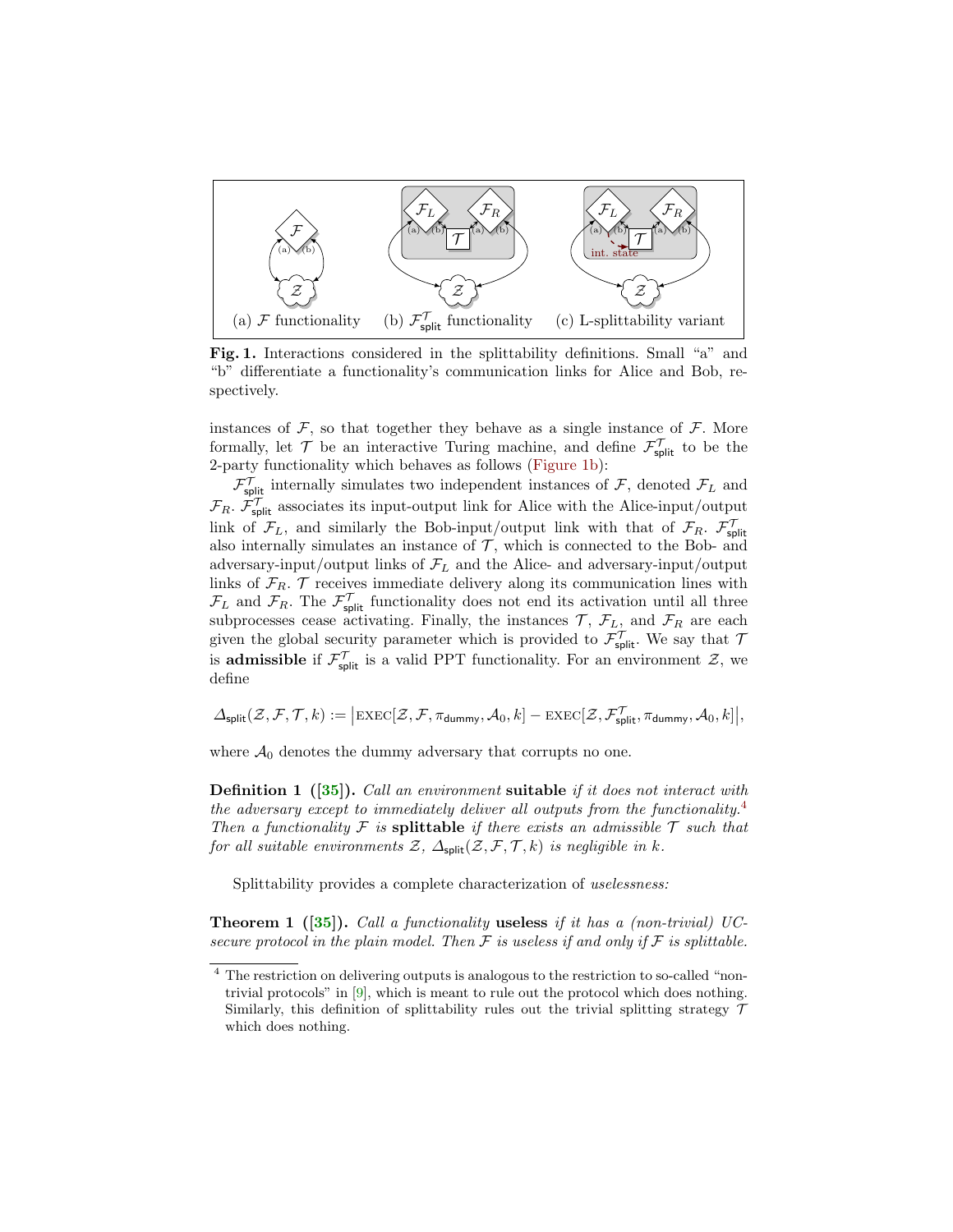(a) $\mathcal{F}$ functionality (b) $\mathcal{F}^{\mathcal{T}}_{\mathsf{split}}$ functionality (c) L-splittability variant

**Fig. 1.** Interactions considered in the splittability definitions. Small "a" and "b" differentiate a functionality's communication links for Alice and Bob, respectively.

instances of $\mathcal{F}$, so that together they behave as a single instance of $\mathcal{F}$. More formally, let $\mathcal{T}$ be an interactive Turing machine, and define $\mathcal{F}^{\mathcal{T}}_{\mathsf{split}}$ to be the 2-party functionality which behaves as follows (Figure 1b):

$\mathcal{F}^{\mathcal{T}}_{\mathsf{split}}$ internally simulates two independent instances of $\mathcal{F}$, denoted $\mathcal{F}_L$ and $\mathcal{F}_R$. $\mathcal{F}^{\mathcal{T}}_{\mathsf{split}}$ associates its input-output link for Alice with the Alice-input/output link of $\mathcal{F}_L$, and similarly the Bob-input/output link with that of $\mathcal{F}_R$. $\mathcal{F}^{\mathcal{T}}_{\mathsf{split}}$ also internally simulates an instance of $\mathcal{T}$, which is connected to the Bob- and adversary-input/output links of $\mathcal{F}_L$ and the Alice- and adversary-input/output links of $\mathcal{F}_R$. $\mathcal{T}$ receives immediate delivery along its communication lines with $\mathcal{F}_L$ and $\mathcal{F}_R$. The $\mathcal{F}^{\mathcal{T}}_{\mathsf{split}}$ functionality does not end its activation until all three subprocesses cease activating. Finally, the instances $\mathcal{T}$, $\mathcal{F}_L$, and $\mathcal{F}_R$ are each given the global security parameter which is provided to $\mathcal{F}^{\mathcal{T}}_{\mathsf{split}}$. We say that $\mathcal{T}$ is **admissible** if $\mathcal{F}^{\mathcal{T}}_{\mathsf{split}}$ is a valid PPT functionality. For an environment $\mathcal{Z}$, we define

$$\Delta_{\mathsf{split}}(\mathcal{Z}, \mathcal{F}, \mathcal{T}, k) := \left|\text{EXEC}[\mathcal{Z}, \mathcal{F}, \pi_{\mathsf{dummy}}, \mathcal{A}_0, k] - \text{EXEC}[\mathcal{Z}, \mathcal{F}^{\mathcal{T}}_{\mathsf{split}}, \pi_{\mathsf{dummy}}, \mathcal{A}_0, k]\right|,$$

where $\mathcal{A}_0$ denotes the dummy adversary that corrupts no one.

**Definition 1 ([35]).** *Call an environment* **suitable** *if it does not interact with the adversary except to immediately deliver all outputs from the functionality.*[4] *Then a functionality $\mathcal{F}$ is* **splittable** *if there exists an admissible $\mathcal{T}$ such that for all suitable environments $\mathcal{Z}$, $\Delta_{\mathsf{split}}(\mathcal{Z}, \mathcal{F}, \mathcal{T}, k)$ is negligible in $k$.*

Splittability provides a complete characterization of *uselessness:*

**Theorem 1 ([35]).** *Call a functionality* **useless** *if it has a (non-trivial) UC-secure protocol in the plain model. Then $\mathcal{F}$ is useless if and only if $\mathcal{F}$ is splittable.*

[4] The restriction on delivering outputs is analogous to the restriction to so-called "non-trivial protocols" in [9], which is meant to rule out the protocol which does nothing. Similarly, this definition of splittability rules out the trivial splitting strategy $\mathcal{T}$ which does nothing.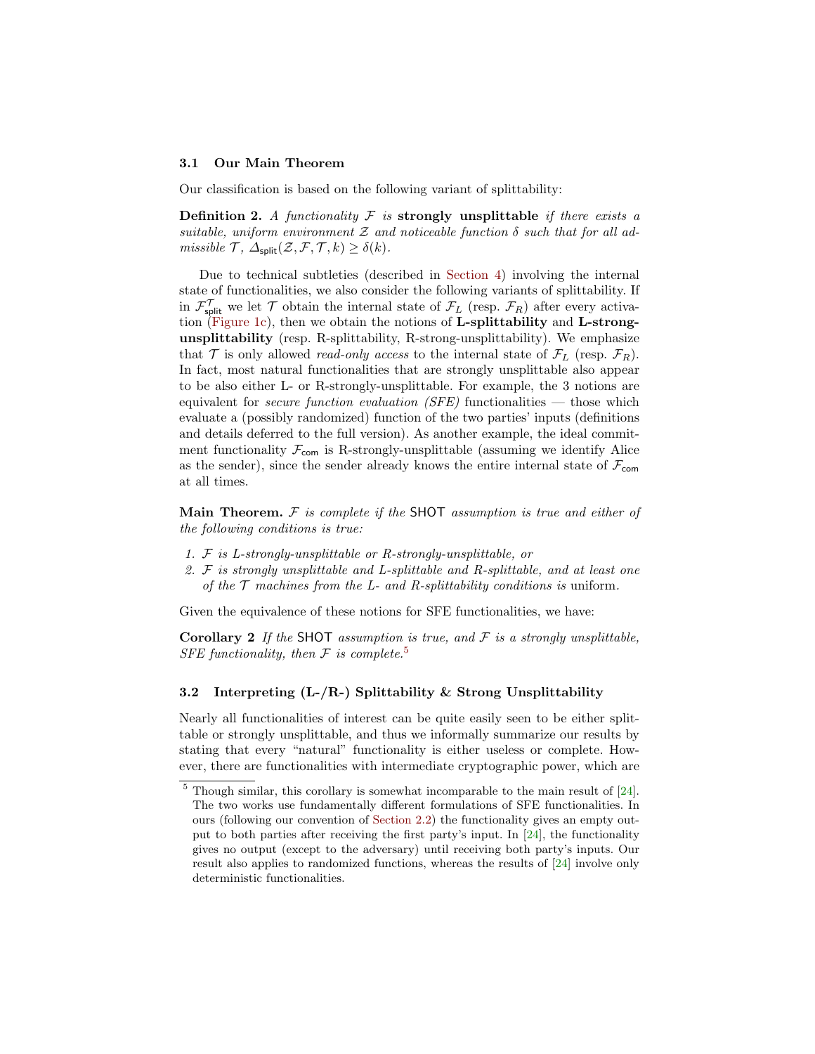### 3.1 Our Main Theorem

Our classification is based on the following variant of splittability:

**Definition 2.** *A functionality $\mathcal{F}$ is* **strongly unsplittable** *if there exists a suitable, uniform environment $\mathcal{Z}$ and noticeable function $\delta$ such that for all admissible $\mathcal{T}$, $\Delta_{\mathsf{split}}(\mathcal{Z}, \mathcal{F}, \mathcal{T}, k) \geq \delta(k)$.*

Due to technical subtleties (described in Section 4) involving the internal state of functionalities, we also consider the following variants of splittability. If in $\mathcal{F}^{\mathcal{T}}_{\mathsf{split}}$ we let $\mathcal{T}$ obtain the internal state of $\mathcal{F}_L$ (resp. $\mathcal{F}_R$) after every activation (Figure 1c), then we obtain the notions of **L-splittability** and **L-strong-unsplittability** (resp. R-splittability, R-strong-unsplittability). We emphasize that $\mathcal{T}$ is only allowed *read-only access* to the internal state of $\mathcal{F}_L$ (resp. $\mathcal{F}_R$). In fact, most natural functionalities that are strongly unsplittable also appear to be also either L- or R-strongly-unsplittable. For example, the 3 notions are equivalent for *secure function evaluation (SFE)* functionalities — those which evaluate a (possibly randomized) function of the two parties' inputs (definitions and details deferred to the full version). As another example, the ideal commitment functionality $\mathcal{F}_{\mathsf{com}}$ is R-strongly-unsplittable (assuming we identify Alice as the sender), since the sender already knows the entire internal state of $\mathcal{F}_{\mathsf{com}}$ at all times.

**Main Theorem.** *$\mathcal{F}$ is complete if the* SHOT *assumption is true and either of the following conditions is true:*

1. *$\mathcal{F}$ is L-strongly-unsplittable or R-strongly-unsplittable, or*
2. *$\mathcal{F}$ is strongly unsplittable and L-splittable and R-splittable, and at least one of the $\mathcal{T}$ machines from the L- and R-splittability conditions is* uniform*.*

Given the equivalence of these notions for SFE functionalities, we have:

**Corollary 2** *If the* SHOT *assumption is true, and $\mathcal{F}$ is a strongly unsplittable, SFE functionality, then $\mathcal{F}$ is complete.*[5]

### 3.2 Interpreting (L-/R-) Splittability & Strong Unsplittability

Nearly all functionalities of interest can be quite easily seen to be either splittable or strongly unsplittable, and thus we informally summarize our results by stating that every "natural" functionality is either useless or complete. However, there are functionalities with intermediate cryptographic power, which are

[5] Though similar, this corollary is somewhat incomparable to the main result of [24]. The two works use fundamentally different formulations of SFE functionalities. In ours (following our convention of Section 2.2) the functionality gives an empty output to both parties after receiving the first party's input. In [24], the functionality gives no output (except to the adversary) until receiving both party's inputs. Our result also applies to randomized functions, whereas the results of [24] involve only deterministic functionalities.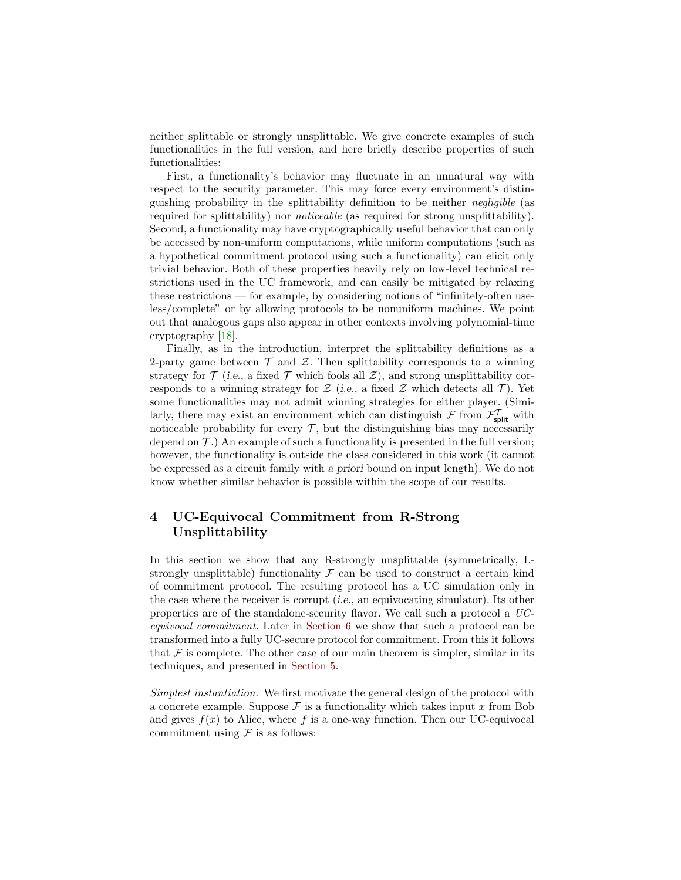neither splittable or strongly unsplittable. We give concrete examples of such functionalities in the full version, and here briefly describe properties of such functionalities:

First, a functionality's behavior may fluctuate in an unnatural way with respect to the security parameter. This may force every environment's distinguishing probability in the splittability definition to be neither *negligible* (as required for splittability) nor *noticeable* (as required for strong unsplittability). Second, a functionality may have cryptographically useful behavior that can only be accessed by non-uniform computations, while uniform computations (such as a hypothetical commitment protocol using such a functionality) can elicit only trivial behavior. Both of these properties heavily rely on low-level technical restrictions used in the UC framework, and can easily be mitigated by relaxing these restrictions — for example, by considering notions of "infinitely-often useless/complete" or by allowing protocols to be nonuniform machines. We point out that analogous gaps also appear in other contexts involving polynomial-time cryptography [18].

Finally, as in the introduction, interpret the splittability definitions as a 2-party game between $\mathcal{T}$ and $\mathcal{Z}$. Then splittability corresponds to a winning strategy for $\mathcal{T}$ (*i.e.*, a fixed $\mathcal{T}$ which fools all $\mathcal{Z}$), and strong unsplittability corresponds to a winning strategy for $\mathcal{Z}$ (*i.e.*, a fixed $\mathcal{Z}$ which detects all $\mathcal{T}$). Yet some functionalities may not admit winning strategies for either player. (Similarly, there may exist an environment which can distinguish $\mathcal{F}$ from $\mathcal{F}^{\mathcal{T}}_{\mathsf{split}}$ with noticeable probability for every $\mathcal{T}$, but the distinguishing bias may necessarily depend on $\mathcal{T}$.) An example of such a functionality is presented in the full version; however, the functionality is outside the class considered in this work (it cannot be expressed as a circuit family with *a priori* bound on input length). We do not know whether similar behavior is possible within the scope of our results.

## 4 UC-Equivocal Commitment from R-Strong Unsplittability

In this section we show that any R-strongly unsplittable (symmetrically, L-strongly unsplittable) functionality $\mathcal{F}$ can be used to construct a certain kind of commitment protocol. The resulting protocol has a UC simulation only in the case where the receiver is corrupt (*i.e.*, an equivocating simulator). Its other properties are of the standalone-security flavor. We call such a protocol a *UC-equivocal commitment.* Later in Section 6 we show that such a protocol can be transformed into a fully UC-secure protocol for commitment. From this it follows that $\mathcal{F}$ is complete. The other case of our main theorem is simpler, similar in its techniques, and presented in Section 5.

*Simplest instantiation.* We first motivate the general design of the protocol with a concrete example. Suppose $\mathcal{F}$ is a functionality which takes input $x$ from Bob and gives $f(x)$ to Alice, where $f$ is a one-way function. Then our UC-equivocal commitment using $\mathcal{F}$ is as follows: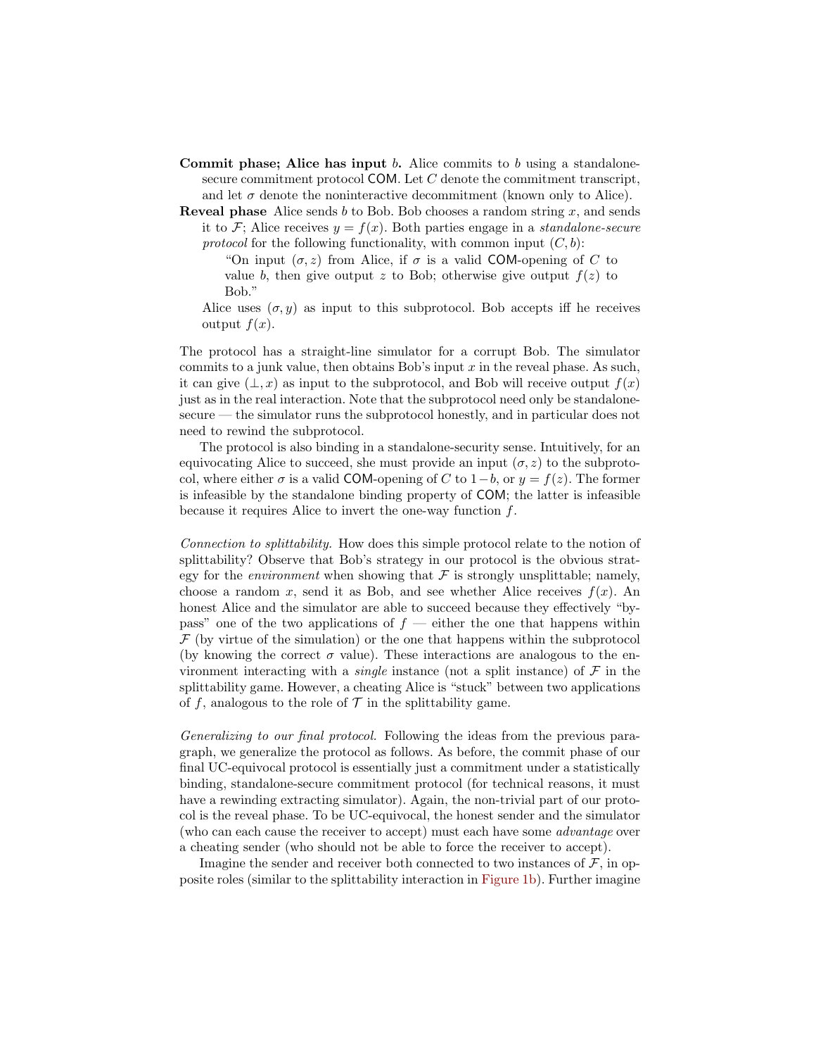**Commit phase; Alice has input $b$.** Alice commits to $b$ using a standalone-secure commitment protocol $\mathsf{COM}$. Let $C$ denote the commitment transcript, and let $\sigma$ denote the noninteractive decommitment (known only to Alice).

**Reveal phase** Alice sends $b$ to Bob. Bob chooses a random string $x$, and sends it to $\mathcal{F}$; Alice receives $y = f(x)$. Both parties engage in a *standalone-secure protocol* for the following functionality, with common input $(C, b)$:

> "On input $(\sigma, z)$ from Alice, if $\sigma$ is a valid $\mathsf{COM}$-opening of $C$ to value $b$, then give output $z$ to Bob; otherwise give output $f(z)$ to Bob."

Alice uses $(\sigma, y)$ as input to this subprotocol. Bob accepts iff he receives output $f(x)$.

The protocol has a straight-line simulator for a corrupt Bob. The simulator commits to a junk value, then obtains Bob's input $x$ in the reveal phase. As such, it can give $(\bot, x)$ as input to the subprotocol, and Bob will receive output $f(x)$ just as in the real interaction. Note that the subprotocol need only be standalone-secure — the simulator runs the subprotocol honestly, and in particular does not need to rewind the subprotocol.

The protocol is also binding in a standalone-security sense. Intuitively, for an equivocating Alice to succeed, she must provide an input $(\sigma, z)$ to the subprotocol, where either $\sigma$ is a valid $\mathsf{COM}$-opening of $C$ to $1-b$, or $y = f(z)$. The former is infeasible by the standalone binding property of $\mathsf{COM}$; the latter is infeasible because it requires Alice to invert the one-way function $f$.

*Connection to splittability.* How does this simple protocol relate to the notion of splittability? Observe that Bob's strategy in our protocol is the obvious strategy for the *environment* when showing that $\mathcal{F}$ is strongly unsplittable; namely, choose a random $x$, send it as Bob, and see whether Alice receives $f(x)$. An honest Alice and the simulator are able to succeed because they effectively "bypass" one of the two applications of $f$ — either the one that happens within $\mathcal{F}$ (by virtue of the simulation) or the one that happens within the subprotocol (by knowing the correct $\sigma$ value). These interactions are analogous to the environment interacting with a *single* instance (not a split instance) of $\mathcal{F}$ in the splittability game. However, a cheating Alice is "stuck" between two applications of $f$, analogous to the role of $\mathcal{T}$ in the splittability game.

*Generalizing to our final protocol.* Following the ideas from the previous paragraph, we generalize the protocol as follows. As before, the commit phase of our final UC-equivocal protocol is essentially just a commitment under a statistically binding, standalone-secure commitment protocol (for technical reasons, it must have a rewinding extracting simulator). Again, the non-trivial part of our protocol is the reveal phase. To be UC-equivocal, the honest sender and the simulator (who can each cause the receiver to accept) must each have some *advantage* over a cheating sender (who should not be able to force the receiver to accept).

Imagine the sender and receiver both connected to two instances of $\mathcal{F}$, in opposite roles (similar to the splittability interaction in Figure 1b). Further imagine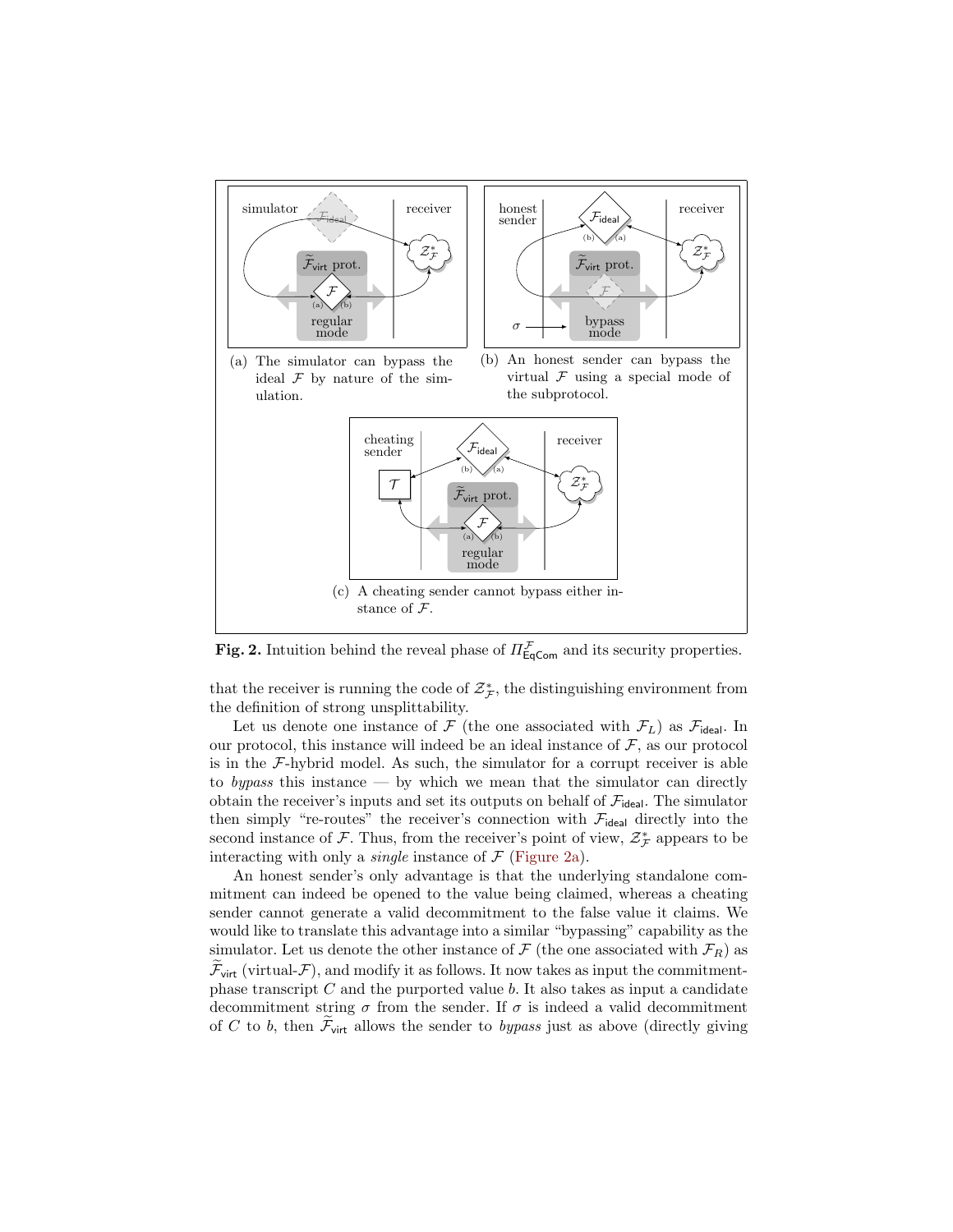(a) The simulator can bypass the ideal $\mathcal{F}$ by nature of the simulation.

(b) An honest sender can bypass the virtual $\mathcal{F}$ using a special mode of the subprotocol.

(c) A cheating sender cannot bypass either instance of $\mathcal{F}$.

**Fig. 2.** Intuition behind the reveal phase of $\Pi^{\mathcal{F}}_{\mathsf{EqCom}}$ and its security properties.

that the receiver is running the code of $\mathcal{Z}^*_{\mathcal{F}}$, the distinguishing environment from the definition of strong unsplittability.

Let us denote one instance of $\mathcal{F}$ (the one associated with $\mathcal{F}_L$) as $\mathcal{F}_{\mathsf{ideal}}$. In our protocol, this instance will indeed be an ideal instance of $\mathcal{F}$, as our protocol is in the $\mathcal{F}$-hybrid model. As such, the simulator for a corrupt receiver is able to *bypass* this instance — by which we mean that the simulator can directly obtain the receiver's inputs and set its outputs on behalf of $\mathcal{F}_{\mathsf{ideal}}$. The simulator then simply "re-routes" the receiver's connection with $\mathcal{F}_{\mathsf{ideal}}$ directly into the second instance of $\mathcal{F}$. Thus, from the receiver's point of view, $\mathcal{Z}^*_{\mathcal{F}}$ appears to be interacting with only a *single* instance of $\mathcal{F}$ (Figure 2a).

An honest sender's only advantage is that the underlying standalone commitment can indeed be opened to the value being claimed, whereas a cheating sender cannot generate a valid decommitment to the false value it claims. We would like to translate this advantage into a similar "bypassing" capability as the simulator. Let us denote the other instance of $\mathcal{F}$ (the one associated with $\mathcal{F}_R$) as $\widetilde{\mathcal{F}}_{\mathsf{virt}}$ (virtual-$\mathcal{F}$), and modify it as follows. It now takes as input the commitment-phase transcript $C$ and the purported value $b$. It also takes as input a candidate decommitment string $\sigma$ from the sender. If $\sigma$ is indeed a valid decommitment of $C$ to $b$, then $\widetilde{\mathcal{F}}_{\mathsf{virt}}$ allows the sender to *bypass* just as above (directly giving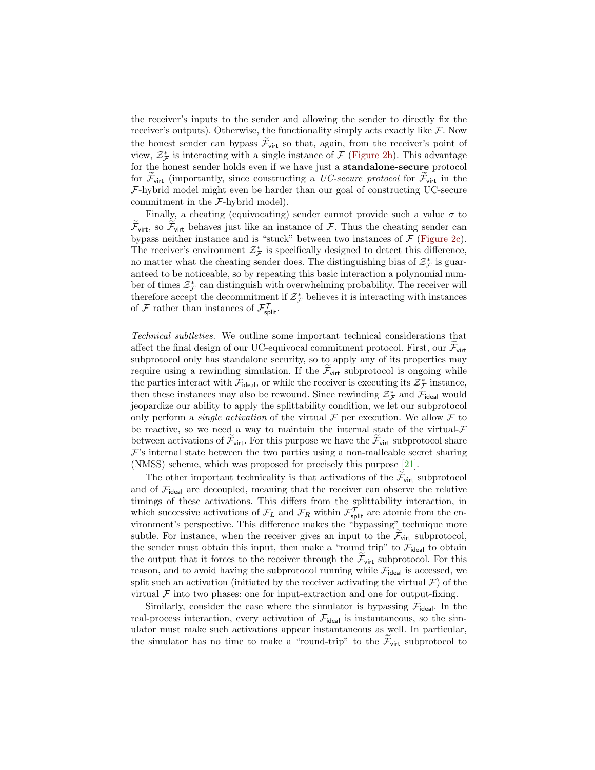the receiver's inputs to the sender and allowing the sender to directly fix the receiver's outputs). Otherwise, the functionality simply acts exactly like $\mathcal{F}$. Now the honest sender can bypass $\widetilde{\mathcal{F}}_{\mathsf{virt}}$ so that, again, from the receiver's point of view, $\mathcal{Z}^*_{\mathcal{F}}$ is interacting with a single instance of $\mathcal{F}$ (Figure 2b). This advantage for the honest sender holds even if we have just a **standalone-secure** protocol for $\widetilde{\mathcal{F}}_{\mathsf{virt}}$ (importantly, since constructing a *UC-secure protocol* for $\widetilde{\mathcal{F}}_{\mathsf{virt}}$ in the $\mathcal{F}$-hybrid model might even be harder than our goal of constructing UC-secure commitment in the $\mathcal{F}$-hybrid model).

Finally, a cheating (equivocating) sender cannot provide such a value $\sigma$ to $\widetilde{\mathcal{F}}_{\mathsf{virt}}$, so $\widetilde{\mathcal{F}}_{\mathsf{virt}}$ behaves just like an instance of $\mathcal{F}$. Thus the cheating sender can bypass neither instance and is "stuck" between two instances of $\mathcal{F}$ (Figure 2c). The receiver's environment $\mathcal{Z}^*_{\mathcal{F}}$ is specifically designed to detect this difference, no matter what the cheating sender does. The distinguishing bias of $\mathcal{Z}^*_{\mathcal{F}}$ is guaranteed to be noticeable, so by repeating this basic interaction a polynomial number of times $\mathcal{Z}^*_{\mathcal{F}}$ can distinguish with overwhelming probability. The receiver will therefore accept the decommitment if $\mathcal{Z}^*_{\mathcal{F}}$ believes it is interacting with instances of $\mathcal{F}$ rather than instances of $\mathcal{F}^{\mathcal{T}}_{\mathsf{split}}$.

*Technical subtleties.* We outline some important technical considerations that affect the final design of our UC-equivocal commitment protocol. First, our $\widetilde{\mathcal{F}}_{\mathsf{virt}}$ subprotocol only has standalone security, so to apply any of its properties may require using a rewinding simulation. If the $\widetilde{\mathcal{F}}_{\mathsf{virt}}$ subprotocol is ongoing while the parties interact with $\mathcal{F}_{\mathsf{ideal}}$, or while the receiver is executing its $\mathcal{Z}^*_{\mathcal{F}}$ instance, then these instances may also be rewound. Since rewinding $\mathcal{Z}^*_{\mathcal{F}}$ and $\mathcal{F}_{\mathsf{ideal}}$ would jeopardize our ability to apply the splittability condition, we let our subprotocol only perform a *single activation* of the virtual $\mathcal{F}$ per execution. We allow $\mathcal{F}$ to be reactive, so we need a way to maintain the internal state of the virtual-$\mathcal{F}$ between activations of $\widetilde{\mathcal{F}}_{\mathsf{virt}}$. For this purpose we have the $\widetilde{\mathcal{F}}_{\mathsf{virt}}$ subprotocol share $\mathcal{F}$'s internal state between the two parties using a non-malleable secret sharing (NMSS) scheme, which was proposed for precisely this purpose [21].

The other important technicality is that activations of the $\widetilde{\mathcal{F}}_{\mathsf{virt}}$ subprotocol and of $\mathcal{F}_{\mathsf{ideal}}$ are decoupled, meaning that the receiver can observe the relative timings of these activations. This differs from the splittability interaction, in which successive activations of $\mathcal{F}_L$ and $\mathcal{F}_R$ within $\mathcal{F}^{\mathcal{T}}_{\mathsf{split}}$ are atomic from the environment's perspective. This difference makes the "bypassing" technique more subtle. For instance, when the receiver gives an input to the $\widetilde{\mathcal{F}}_{\mathsf{virt}}$ subprotocol, the sender must obtain this input, then make a "round trip" to $\mathcal{F}_{\mathsf{ideal}}$ to obtain the output that it forces to the receiver through the $\widetilde{\mathcal{F}}_{\mathsf{virt}}$ subprotocol. For this reason, and to avoid having the subprotocol running while $\mathcal{F}_{\mathsf{ideal}}$ is accessed, we split such an activation (initiated by the receiver activating the virtual $\mathcal{F}$) of the virtual $\mathcal{F}$ into two phases: one for input-extraction and one for output-fixing.

Similarly, consider the case where the simulator is bypassing $\mathcal{F}_{\mathsf{ideal}}$. In the real-process interaction, every activation of $\mathcal{F}_{\mathsf{ideal}}$ is instantaneous, so the simulator must make such activations appear instantaneous as well. In particular, the simulator has no time to make a "round-trip" to the $\widetilde{\mathcal{F}}_{\mathsf{virt}}$ subprotocol to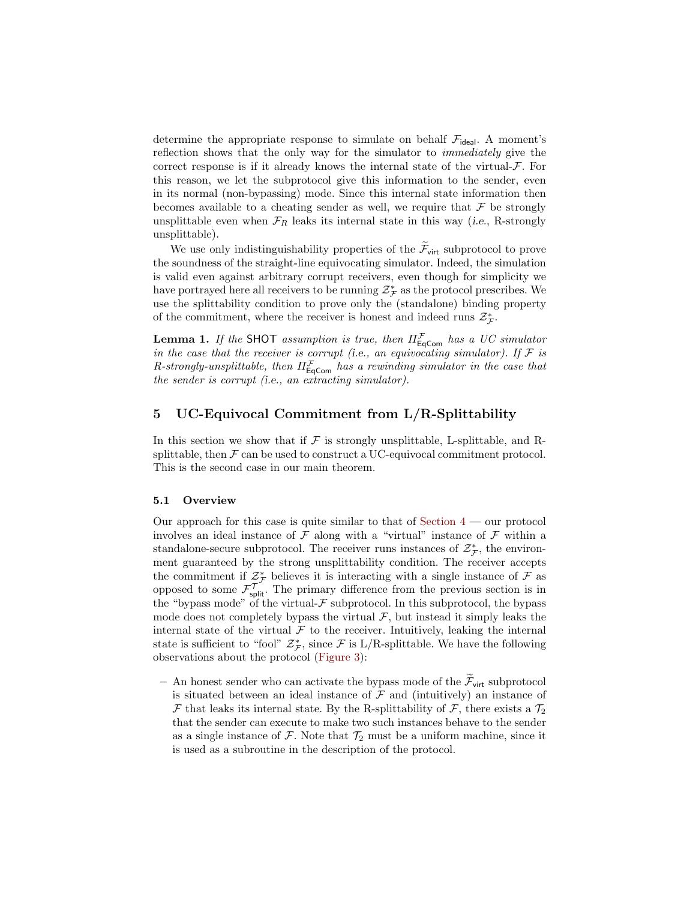determine the appropriate response to simulate on behalf $\mathcal{F}_{\mathsf{ideal}}$. A moment's reflection shows that the only way for the simulator to *immediately* give the correct response is if it already knows the internal state of the virtual-$\mathcal{F}$. For this reason, we let the subprotocol give this information to the sender, even in its normal (non-bypassing) mode. Since this internal state information then becomes available to a cheating sender as well, we require that $\mathcal{F}$ be strongly unsplittable even when $\mathcal{F}_R$ leaks its internal state in this way (*i.e.*, R-strongly unsplittable).

We use only indistinguishability properties of the $\widetilde{\mathcal{F}}_{\mathsf{virt}}$ subprotocol to prove the soundness of the straight-line equivocating simulator. Indeed, the simulation is valid even against arbitrary corrupt receivers, even though for simplicity we have portrayed here all receivers to be running $\mathcal{Z}^*_{\mathcal{F}}$ as the protocol prescribes. We use the splittability condition to prove only the (standalone) binding property of the commitment, where the receiver is honest and indeed runs $\mathcal{Z}^*_{\mathcal{F}}$.

**Lemma 1.** *If the* $\mathsf{SHOT}$ *assumption is true, then* $\Pi^{\mathcal{F}}_{\mathsf{EqCom}}$ *has a UC simulator in the case that the receiver is corrupt (i.e., an equivocating simulator). If* $\mathcal{F}$ *is R-strongly-unsplittable, then* $\Pi^{\mathcal{F}}_{\mathsf{EqCom}}$ *has a rewinding simulator in the case that the sender is corrupt (i.e., an extracting simulator).*

## 5 UC-Equivocal Commitment from L/R-Splittability

In this section we show that if $\mathcal{F}$ is strongly unsplittable, L-splittable, and R-splittable, then $\mathcal{F}$ can be used to construct a UC-equivocal commitment protocol. This is the second case in our main theorem.

### 5.1 Overview

Our approach for this case is quite similar to that of Section 4 — our protocol involves an ideal instance of $\mathcal{F}$ along with a "virtual" instance of $\mathcal{F}$ within a standalone-secure subprotocol. The receiver runs instances of $\mathcal{Z}^*_{\mathcal{F}}$, the environment guaranteed by the strong unsplittability condition. The receiver accepts the commitment if $\mathcal{Z}^*_{\mathcal{F}}$ believes it is interacting with a single instance of $\mathcal{F}$ as opposed to some $\mathcal{F}^{\mathcal{T}}_{\mathsf{split}}$. The primary difference from the previous section is in the "bypass mode" of the virtual-$\mathcal{F}$ subprotocol. In this subprotocol, the bypass mode does not completely bypass the virtual $\mathcal{F}$, but instead it simply leaks the internal state of the virtual $\mathcal{F}$ to the receiver. Intuitively, leaking the internal state is sufficient to "fool" $\mathcal{Z}^*_{\mathcal{F}}$, since $\mathcal{F}$ is L/R-splittable. We have the following observations about the protocol (Figure 3):

- An honest sender who can activate the bypass mode of the $\widetilde{\mathcal{F}}_{\mathsf{virt}}$ subprotocol is situated between an ideal instance of $\mathcal{F}$ and (intuitively) an instance of $\mathcal{F}$ that leaks its internal state. By the R-splittability of $\mathcal{F}$, there exists a $\mathcal{T}_2$ that the sender can execute to make two such instances behave to the sender as a single instance of $\mathcal{F}$. Note that $\mathcal{T}_2$ must be a uniform machine, since it is used as a subroutine in the description of the protocol.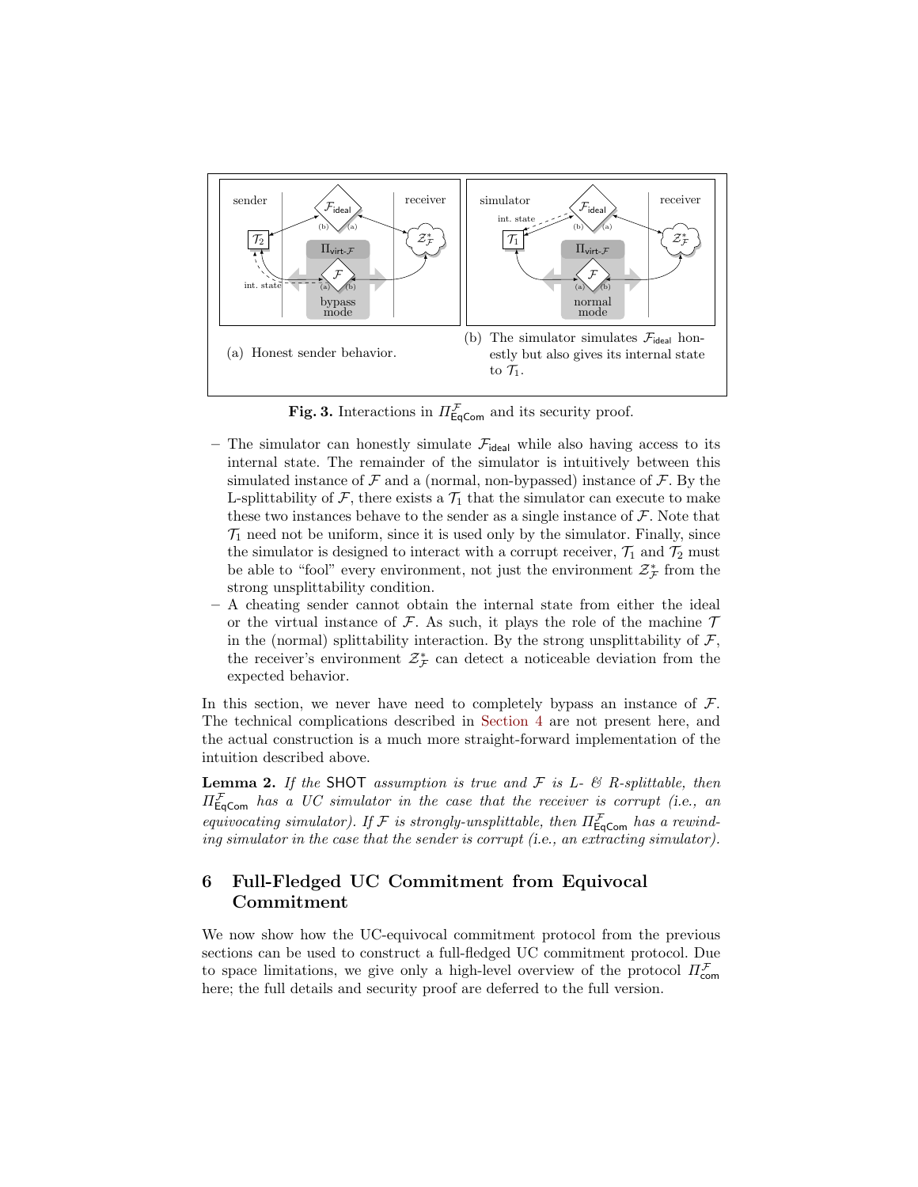(a) Honest sender behavior.

(b) The simulator simulates $\mathcal{F}_{\mathsf{ideal}}$ honestly but also gives its internal state to $\mathcal{T}_1$.

**Fig. 3.** Interactions in $\Pi^{\mathcal{F}}_{\mathsf{EqCom}}$ and its security proof.

- The simulator can honestly simulate $\mathcal{F}_{\mathsf{ideal}}$ while also having access to its internal state. The remainder of the simulator is intuitively between this simulated instance of $\mathcal{F}$ and a (normal, non-bypassed) instance of $\mathcal{F}$. By the L-splittability of $\mathcal{F}$, there exists a $\mathcal{T}_1$ that the simulator can execute to make these two instances behave to the sender as a single instance of $\mathcal{F}$. Note that $\mathcal{T}_1$ need not be uniform, since it is used only by the simulator. Finally, since the simulator is designed to interact with a corrupt receiver, $\mathcal{T}_1$ and $\mathcal{T}_2$ must be able to "fool" every environment, not just the environment $\mathcal{Z}^*_{\mathcal{F}}$ from the strong unsplittability condition.
- A cheating sender cannot obtain the internal state from either the ideal or the virtual instance of $\mathcal{F}$. As such, it plays the role of the machine $\mathcal{T}$ in the (normal) splittability interaction. By the strong unsplittability of $\mathcal{F}$, the receiver's environment $\mathcal{Z}^*_{\mathcal{F}}$ can detect a noticeable deviation from the expected behavior.

In this section, we never have need to completely bypass an instance of $\mathcal{F}$. The technical complications described in Section 4 are not present here, and the actual construction is a much more straight-forward implementation of the intuition described above.

**Lemma 2.** *If the* SHOT *assumption is true and $\mathcal{F}$ is L- & R-splittable, then $\Pi^{\mathcal{F}}_{\mathsf{EqCom}}$ has a UC simulator in the case that the receiver is corrupt (i.e., an equivocating simulator). If $\mathcal{F}$ is strongly-unsplittable, then $\Pi^{\mathcal{F}}_{\mathsf{EqCom}}$ has a rewinding simulator in the case that the sender is corrupt (i.e., an extracting simulator).*

## 6 Full-Fledged UC Commitment from Equivocal Commitment

We now show how the UC-equivocal commitment protocol from the previous sections can be used to construct a full-fledged UC commitment protocol. Due to space limitations, we give only a high-level overview of the protocol $\Pi^{\mathcal{F}}_{\mathsf{com}}$ here; the full details and security proof are deferred to the full version.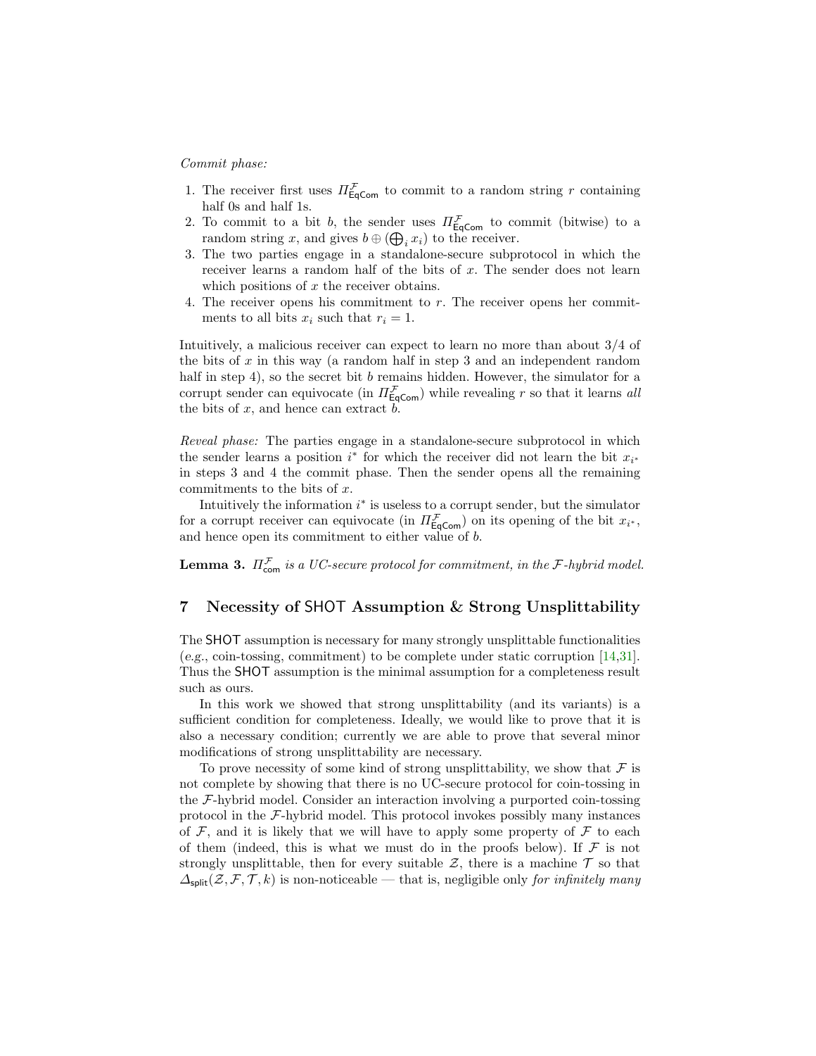*Commit phase:*

1. The receiver first uses $\Pi^{\mathcal{F}}_{\mathsf{EqCom}}$ to commit to a random string $r$ containing half 0s and half 1s.
2. To commit to a bit $b$, the sender uses $\Pi^{\mathcal{F}}_{\mathsf{EqCom}}$ to commit (bitwise) to a random string $x$, and gives $b \oplus (\bigoplus_i x_i)$ to the receiver.
3. The two parties engage in a standalone-secure subprotocol in which the receiver learns a random half of the bits of $x$. The sender does not learn which positions of $x$ the receiver obtains.
4. The receiver opens his commitment to $r$. The receiver opens her commitments to all bits $x_i$ such that $r_i = 1$.

Intuitively, a malicious receiver can expect to learn no more than about 3/4 of the bits of $x$ in this way (a random half in step 3 and an independent random half in step 4), so the secret bit $b$ remains hidden. However, the simulator for a corrupt sender can equivocate (in $\Pi^{\mathcal{F}}_{\mathsf{EqCom}}$) while revealing $r$ so that it learns *all* the bits of $x$, and hence can extract $b$.

*Reveal phase:* The parties engage in a standalone-secure subprotocol in which the sender learns a position $i^*$ for which the receiver did not learn the bit $x_{i^*}$ in steps 3 and 4 the commit phase. Then the sender opens all the remaining commitments to the bits of $x$.

Intuitively the information $i^*$ is useless to a corrupt sender, but the simulator for a corrupt receiver can equivocate (in $\Pi^{\mathcal{F}}_{\mathsf{EqCom}}$) on its opening of the bit $x_{i^*}$, and hence open its commitment to either value of $b$.

**Lemma 3.** *$\Pi^{\mathcal{F}}_{\mathsf{com}}$ is a UC-secure protocol for commitment, in the $\mathcal{F}$-hybrid model.*

## 7 Necessity of SHOT Assumption & Strong Unsplittability

The SHOT assumption is necessary for many strongly unsplittable functionalities (*e.g.*, coin-tossing, commitment) to be complete under static corruption [14,31]. Thus the SHOT assumption is the minimal assumption for a completeness result such as ours.

In this work we showed that strong unsplittability (and its variants) is a sufficient condition for completeness. Ideally, we would like to prove that it is also a necessary condition; currently we are able to prove that several minor modifications of strong unsplittability are necessary.

To prove necessity of some kind of strong unsplittability, we show that $\mathcal{F}$ is not complete by showing that there is no UC-secure protocol for coin-tossing in the $\mathcal{F}$-hybrid model. Consider an interaction involving a purported coin-tossing protocol in the $\mathcal{F}$-hybrid model. This protocol invokes possibly many instances of $\mathcal{F}$, and it is likely that we will have to apply some property of $\mathcal{F}$ to each of them (indeed, this is what we must do in the proofs below). If $\mathcal{F}$ is not strongly unsplittable, then for every suitable $\mathcal{Z}$, there is a machine $\mathcal{T}$ so that $\Delta_{\mathsf{split}}(\mathcal{Z}, \mathcal{F}, \mathcal{T}, k)$ is non-noticeable — that is, negligible only *for infinitely many*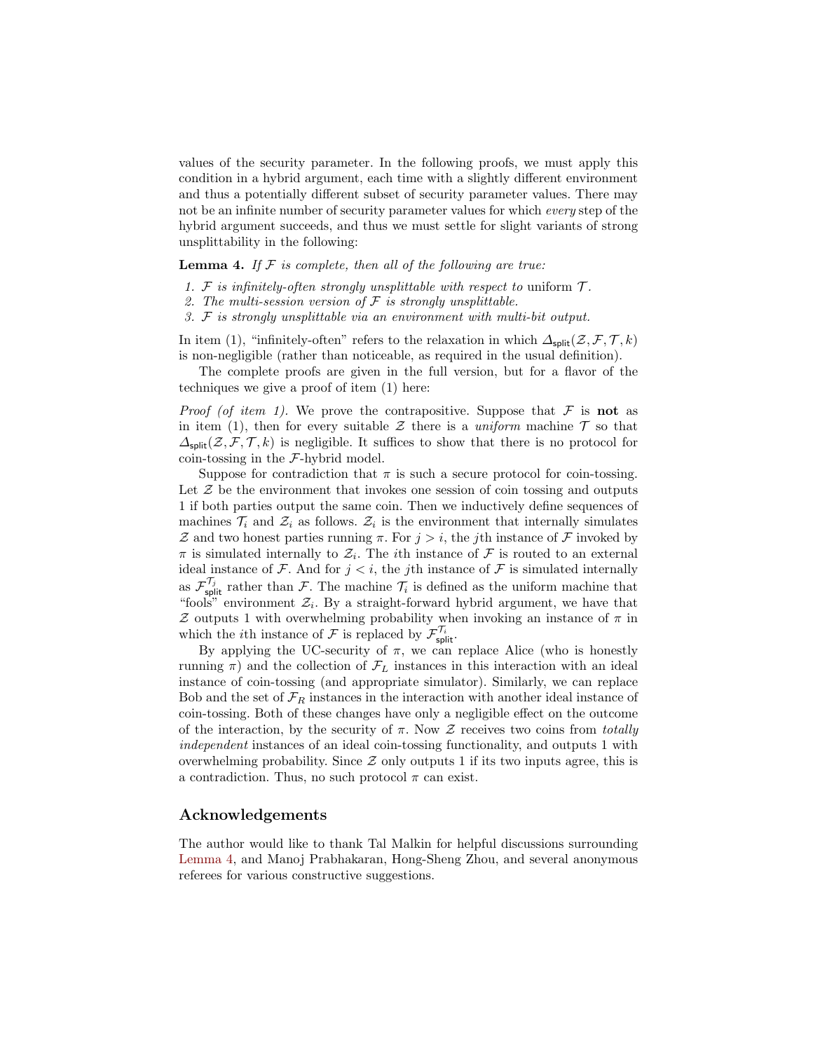values of the security parameter. In the following proofs, we must apply this condition in a hybrid argument, each time with a slightly different environment and thus a potentially different subset of security parameter values. There may not be an infinite number of security parameter values for which *every* step of the hybrid argument succeeds, and thus we must settle for slight variants of strong unsplittability in the following:

**Lemma 4.** *If $\mathcal{F}$ is complete, then all of the following are true:*

1. *$\mathcal{F}$ is infinitely-often strongly unsplittable with respect to* uniform *$\mathcal{T}$.*
2. *The multi-session version of $\mathcal{F}$ is strongly unsplittable.*
3. *$\mathcal{F}$ is strongly unsplittable via an environment with multi-bit output.*

In item (1), "infinitely-often" refers to the relaxation in which $\Delta_{\mathsf{split}}(\mathcal{Z}, \mathcal{F}, \mathcal{T}, k)$ is non-negligible (rather than noticeable, as required in the usual definition).

The complete proofs are given in the full version, but for a flavor of the techniques we give a proof of item (1) here:

*Proof (of item 1).* We prove the contrapositive. Suppose that $\mathcal{F}$ is **not** as in item (1), then for every suitable $\mathcal{Z}$ there is a *uniform* machine $\mathcal{T}$ so that $\Delta_{\mathsf{split}}(\mathcal{Z}, \mathcal{F}, \mathcal{T}, k)$ is negligible. It suffices to show that there is no protocol for coin-tossing in the $\mathcal{F}$-hybrid model.

Suppose for contradiction that $\pi$ is such a secure protocol for coin-tossing. Let $\mathcal{Z}$ be the environment that invokes one session of coin tossing and outputs 1 if both parties output the same coin. Then we inductively define sequences of machines $\mathcal{T}_i$ and $\mathcal{Z}_i$ as follows. $\mathcal{Z}_i$ is the environment that internally simulates $\mathcal{Z}$ and two honest parties running $\pi$. For $j > i$, the $j$th instance of $\mathcal{F}$ invoked by $\pi$ is simulated internally to $\mathcal{Z}_i$. The $i$th instance of $\mathcal{F}$ is routed to an external ideal instance of $\mathcal{F}$. And for $j < i$, the $j$th instance of $\mathcal{F}$ is simulated internally as $\mathcal{F}_{\mathsf{split}}^{\mathcal{T}_j}$ rather than $\mathcal{F}$. The machine $\mathcal{T}_i$ is defined as the uniform machine that "fools" environment $\mathcal{Z}_i$. By a straight-forward hybrid argument, we have that $\mathcal{Z}$ outputs 1 with overwhelming probability when invoking an instance of $\pi$ in which the $i$th instance of $\mathcal{F}$ is replaced by $\mathcal{F}_{\mathsf{split}}^{\mathcal{T}_i}$.

By applying the UC-security of $\pi$, we can replace Alice (who is honestly running $\pi$) and the collection of $\mathcal{F}_L$ instances in this interaction with an ideal instance of coin-tossing (and appropriate simulator). Similarly, we can replace Bob and the set of $\mathcal{F}_R$ instances in the interaction with another ideal instance of coin-tossing. Both of these changes have only a negligible effect on the outcome of the interaction, by the security of $\pi$. Now $\mathcal{Z}$ receives two coins from *totally independent* instances of an ideal coin-tossing functionality, and outputs 1 with overwhelming probability. Since $\mathcal{Z}$ only outputs 1 if its two inputs agree, this is a contradiction. Thus, no such protocol $\pi$ can exist.

## Acknowledgements

The author would like to thank Tal Malkin for helpful discussions surrounding Lemma 4, and Manoj Prabhakaran, Hong-Sheng Zhou, and several anonymous referees for various constructive suggestions.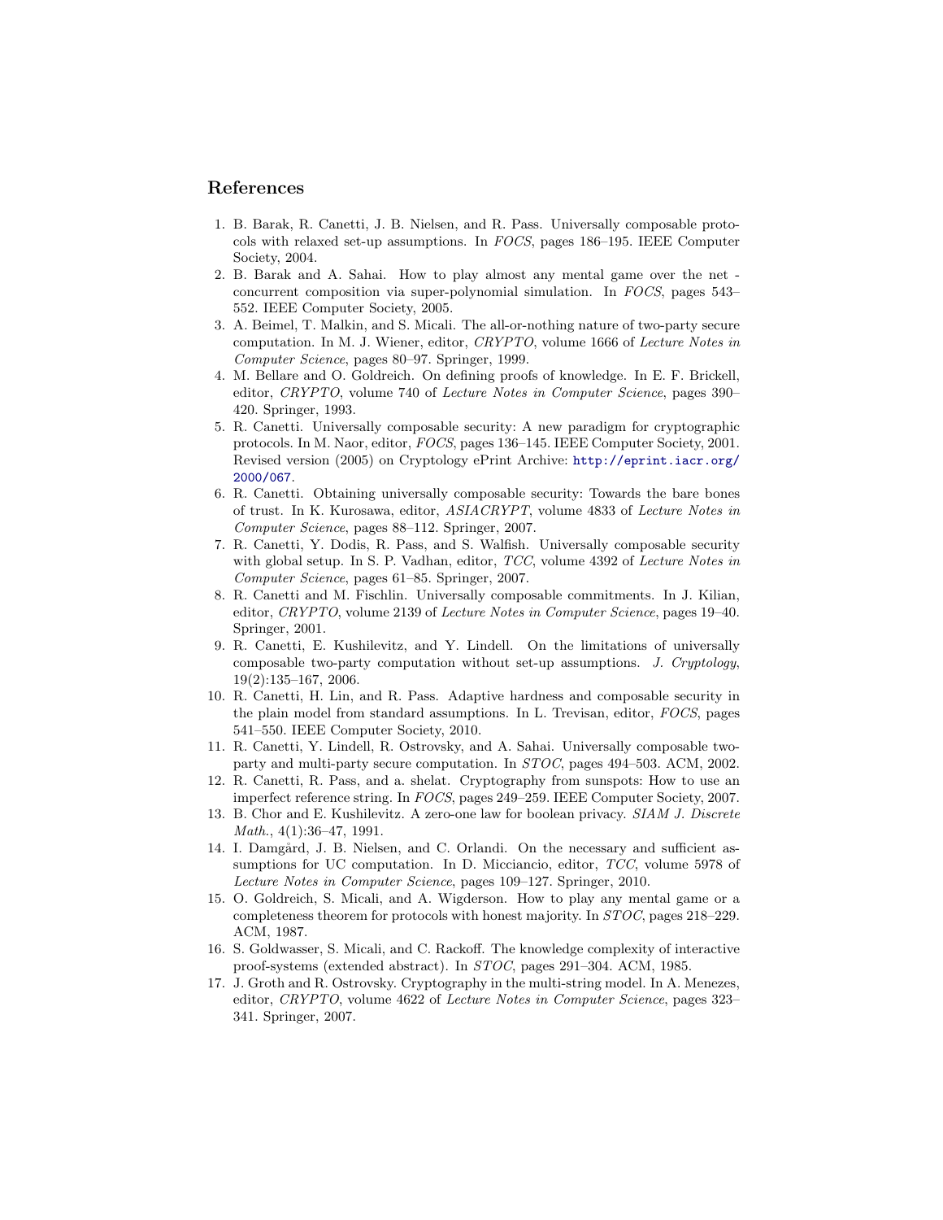## References

1. B. Barak, R. Canetti, J. B. Nielsen, and R. Pass. Universally composable protocols with relaxed set-up assumptions. In *FOCS*, pages 186–195. IEEE Computer Society, 2004.
2. B. Barak and A. Sahai. How to play almost any mental game over the net - concurrent composition via super-polynomial simulation. In *FOCS*, pages 543–552. IEEE Computer Society, 2005.
3. A. Beimel, T. Malkin, and S. Micali. The all-or-nothing nature of two-party secure computation. In M. J. Wiener, editor, *CRYPTO*, volume 1666 of *Lecture Notes in Computer Science*, pages 80–97. Springer, 1999.
4. M. Bellare and O. Goldreich. On defining proofs of knowledge. In E. F. Brickell, editor, *CRYPTO*, volume 740 of *Lecture Notes in Computer Science*, pages 390–420. Springer, 1993.
5. R. Canetti. Universally composable security: A new paradigm for cryptographic protocols. In M. Naor, editor, *FOCS*, pages 136–145. IEEE Computer Society, 2001. Revised version (2005) on Cryptology ePrint Archive: http://eprint.iacr.org/2000/067.
6. R. Canetti. Obtaining universally composable security: Towards the bare bones of trust. In K. Kurosawa, editor, *ASIACRYPT*, volume 4833 of *Lecture Notes in Computer Science*, pages 88–112. Springer, 2007.
7. R. Canetti, Y. Dodis, R. Pass, and S. Walfish. Universally composable security with global setup. In S. P. Vadhan, editor, *TCC*, volume 4392 of *Lecture Notes in Computer Science*, pages 61–85. Springer, 2007.
8. R. Canetti and M. Fischlin. Universally composable commitments. In J. Kilian, editor, *CRYPTO*, volume 2139 of *Lecture Notes in Computer Science*, pages 19–40. Springer, 2001.
9. R. Canetti, E. Kushilevitz, and Y. Lindell. On the limitations of universally composable two-party computation without set-up assumptions. *J. Cryptology*, 19(2):135–167, 2006.
10. R. Canetti, H. Lin, and R. Pass. Adaptive hardness and composable security in the plain model from standard assumptions. In L. Trevisan, editor, *FOCS*, pages 541–550. IEEE Computer Society, 2010.
11. R. Canetti, Y. Lindell, R. Ostrovsky, and A. Sahai. Universally composable two-party and multi-party secure computation. In *STOC*, pages 494–503. ACM, 2002.
12. R. Canetti, R. Pass, and a. shelat. Cryptography from sunspots: How to use an imperfect reference string. In *FOCS*, pages 249–259. IEEE Computer Society, 2007.
13. B. Chor and E. Kushilevitz. A zero-one law for boolean privacy. *SIAM J. Discrete Math.*, 4(1):36–47, 1991.
14. I. Damgård, J. B. Nielsen, and C. Orlandi. On the necessary and sufficient assumptions for UC computation. In D. Micciancio, editor, *TCC*, volume 5978 of *Lecture Notes in Computer Science*, pages 109–127. Springer, 2010.
15. O. Goldreich, S. Micali, and A. Wigderson. How to play any mental game or a completeness theorem for protocols with honest majority. In *STOC*, pages 218–229. ACM, 1987.
16. S. Goldwasser, S. Micali, and C. Rackoff. The knowledge complexity of interactive proof-systems (extended abstract). In *STOC*, pages 291–304. ACM, 1985.
17. J. Groth and R. Ostrovsky. Cryptography in the multi-string model. In A. Menezes, editor, *CRYPTO*, volume 4622 of *Lecture Notes in Computer Science*, pages 323–341. Springer, 2007.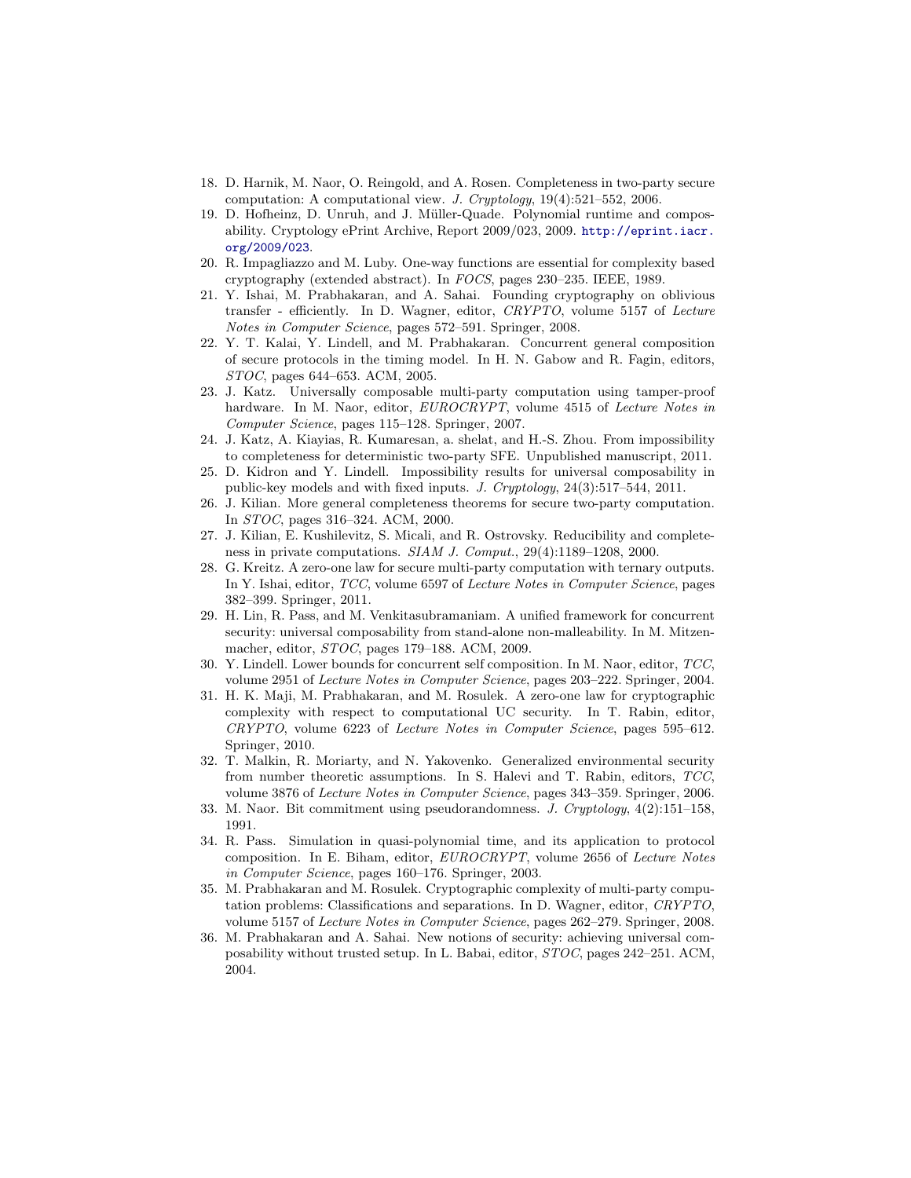18. D. Harnik, M. Naor, O. Reingold, and A. Rosen. Completeness in two-party secure computation: A computational view. *J. Cryptology*, 19(4):521–552, 2006.
19. D. Hofheinz, D. Unruh, and J. Müller-Quade. Polynomial runtime and composability. Cryptology ePrint Archive, Report 2009/023, 2009. http://eprint.iacr.org/2009/023.
20. R. Impagliazzo and M. Luby. One-way functions are essential for complexity based cryptography (extended abstract). In *FOCS*, pages 230–235. IEEE, 1989.
21. Y. Ishai, M. Prabhakaran, and A. Sahai. Founding cryptography on oblivious transfer - efficiently. In D. Wagner, editor, *CRYPTO*, volume 5157 of *Lecture Notes in Computer Science*, pages 572–591. Springer, 2008.
22. Y. T. Kalai, Y. Lindell, and M. Prabhakaran. Concurrent general composition of secure protocols in the timing model. In H. N. Gabow and R. Fagin, editors, *STOC*, pages 644–653. ACM, 2005.
23. J. Katz. Universally composable multi-party computation using tamper-proof hardware. In M. Naor, editor, *EUROCRYPT*, volume 4515 of *Lecture Notes in Computer Science*, pages 115–128. Springer, 2007.
24. J. Katz, A. Kiayias, R. Kumaresan, a. shelat, and H.-S. Zhou. From impossibility to completeness for deterministic two-party SFE. Unpublished manuscript, 2011.
25. D. Kidron and Y. Lindell. Impossibility results for universal composability in public-key models and with fixed inputs. *J. Cryptology*, 24(3):517–544, 2011.
26. J. Kilian. More general completeness theorems for secure two-party computation. In *STOC*, pages 316–324. ACM, 2000.
27. J. Kilian, E. Kushilevitz, S. Micali, and R. Ostrovsky. Reducibility and completeness in private computations. *SIAM J. Comput.*, 29(4):1189–1208, 2000.
28. G. Kreitz. A zero-one law for secure multi-party computation with ternary outputs. In Y. Ishai, editor, *TCC*, volume 6597 of *Lecture Notes in Computer Science*, pages 382–399. Springer, 2011.
29. H. Lin, R. Pass, and M. Venkitasubramaniam. A unified framework for concurrent security: universal composability from stand-alone non-malleability. In M. Mitzenmacher, editor, *STOC*, pages 179–188. ACM, 2009.
30. Y. Lindell. Lower bounds for concurrent self composition. In M. Naor, editor, *TCC*, volume 2951 of *Lecture Notes in Computer Science*, pages 203–222. Springer, 2004.
31. H. K. Maji, M. Prabhakaran, and M. Rosulek. A zero-one law for cryptographic complexity with respect to computational UC security. In T. Rabin, editor, *CRYPTO*, volume 6223 of *Lecture Notes in Computer Science*, pages 595–612. Springer, 2010.
32. T. Malkin, R. Moriarty, and N. Yakovenko. Generalized environmental security from number theoretic assumptions. In S. Halevi and T. Rabin, editors, *TCC*, volume 3876 of *Lecture Notes in Computer Science*, pages 343–359. Springer, 2006.
33. M. Naor. Bit commitment using pseudorandomness. *J. Cryptology*, 4(2):151–158, 1991.
34. R. Pass. Simulation in quasi-polynomial time, and its application to protocol composition. In E. Biham, editor, *EUROCRYPT*, volume 2656 of *Lecture Notes in Computer Science*, pages 160–176. Springer, 2003.
35. M. Prabhakaran and M. Rosulek. Cryptographic complexity of multi-party computation problems: Classifications and separations. In D. Wagner, editor, *CRYPTO*, volume 5157 of *Lecture Notes in Computer Science*, pages 262–279. Springer, 2008.
36. M. Prabhakaran and A. Sahai. New notions of security: achieving universal composability without trusted setup. In L. Babai, editor, *STOC*, pages 242–251. ACM, 2004.